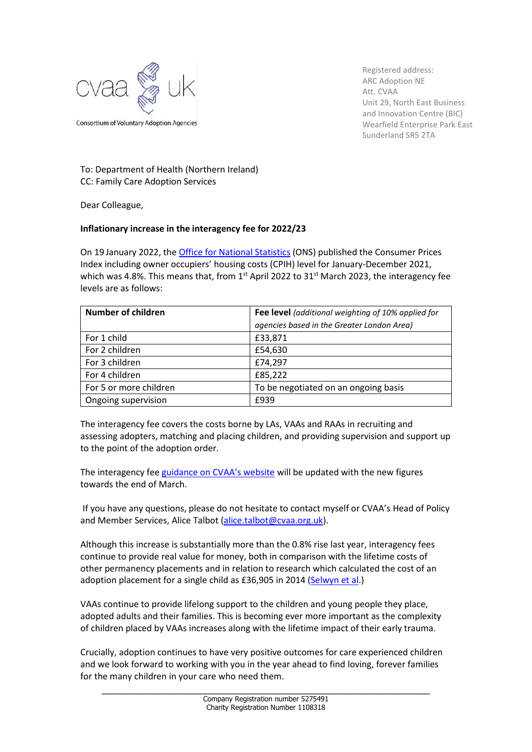cvaa uk

Consortium of Voluntary Adoption Agencies

Registered address:
ARC Adoption NE
Att. CVAA
Unit 29, North East Business and Innovation Centre (BIC)
Wearfield Enterprise Park East
Sunderland SR5 2TA

To: Department of Health (Northern Ireland)
CC: Family Care Adoption Services

Dear Colleague,

**Inflationary increase in the interagency fee for 2022/23**

On 19 January 2022, the [Office for National Statistics]() (ONS) published the Consumer Prices Index including owner occupiers' housing costs (CPIH) level for January-December 2021, which was 4.8%. This means that, from 1st April 2022 to 31st March 2023, the interagency fee levels are as follows:

| **Number of children** | **Fee level** *(additional weighting of 10% applied for agencies based in the Greater London Area)* |
|---|---|
| For 1 child | £33,871 |
| For 2 children | £54,630 |
| For 3 children | £74,297 |
| For 4 children | £85,222 |
| For 5 or more children | To be negotiated on an ongoing basis |
| Ongoing supervision | £939 |

The interagency fee covers the costs borne by LAs, VAAs and RAAs in recruiting and assessing adopters, matching and placing children, and providing supervision and support up to the point of the adoption order.

The interagency fee [guidance on CVAA's website]() will be updated with the new figures towards the end of March.

If you have any questions, please do not hesitate to contact myself or CVAA's Head of Policy and Member Services, Alice Talbot ([alice.talbot@cvaa.org.uk]()).

Although this increase is substantially more than the 0.8% rise last year, interagency fees continue to provide real value for money, both in comparison with the lifetime costs of other permanency placements and in relation to research which calculated the cost of an adoption placement for a single child as £36,905 in 2014 ([Selwyn et al]().)

VAAs continue to provide lifelong support to the children and young people they place, adopted adults and their families. This is becoming ever more important as the complexity of children placed by VAAs increases along with the lifetime impact of their early trauma.

Crucially, adoption continues to have very positive outcomes for care experienced children and we look forward to working with you in the year ahead to find loving, forever families for the many children in your care who need them.

Company Registration number 5275491
Charity Registration Number 1108318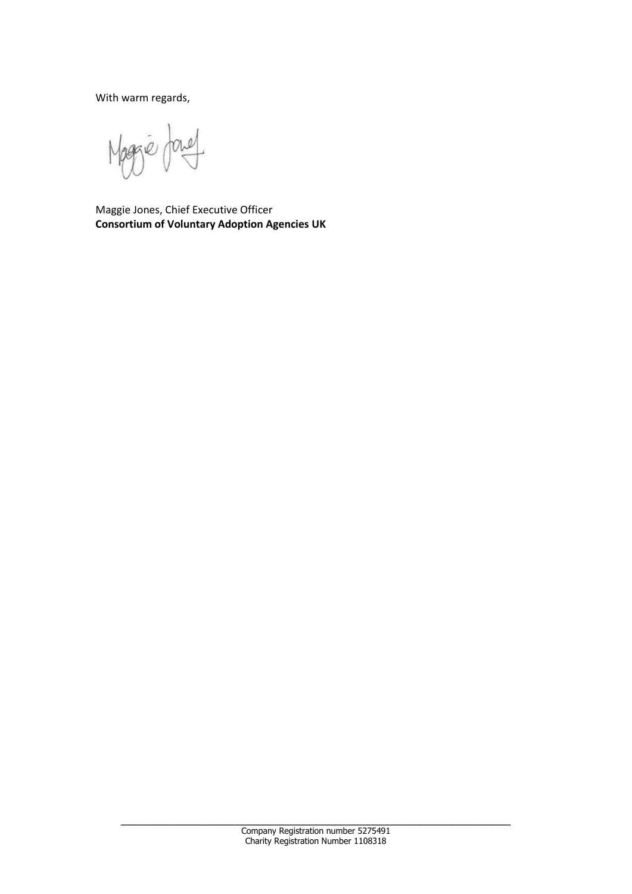With warm regards,

Maggie Jones, Chief Executive Officer
**Consortium of Voluntary Adoption Agencies UK**

Company Registration number 5275491
Charity Registration Number 1108318